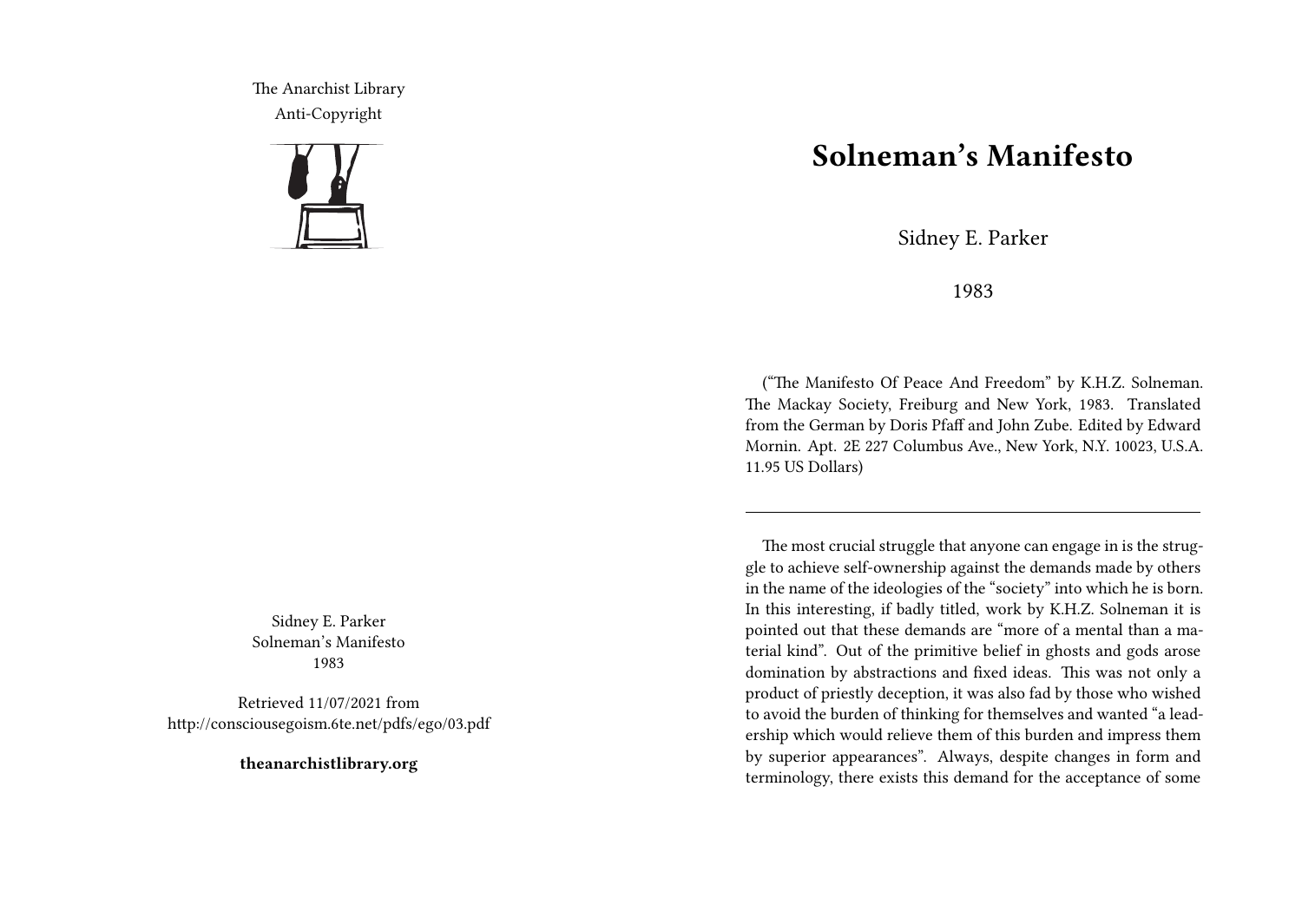The Anarchist Library
Anti-Copyright

Sidney E. Parker
Solneman's Manifesto
1983

Retrieved 11/07/2021 from
http://consciousegoism.6te.net/pdfs/ego/03.pdf

**theanarchistlibrary.org**

# Solneman's Manifesto

Sidney E. Parker

1983

("The Manifesto Of Peace And Freedom" by K.H.Z. Solneman. The Mackay Society, Freiburg and New York, 1983. Translated from the German by Doris Pfaff and John Zube. Edited by Edward Mornin. Apt. 2E 227 Columbus Ave., New York, N.Y. 10023, U.S.A. 11.95 US Dollars)

---

The most crucial struggle that anyone can engage in is the struggle to achieve self-ownership against the demands made by others in the name of the ideologies of the "society" into which he is born. In this interesting, if badly titled, work by K.H.Z. Solneman it is pointed out that these demands are "more of a mental than a material kind". Out of the primitive belief in ghosts and gods arose domination by abstractions and fixed ideas. This was not only a product of priestly deception, it was also fad by those who wished to avoid the burden of thinking for themselves and wanted "a leadership which would relieve them of this burden and impress them by superior appearances". Always, despite changes in form and terminology, there exists this demand for the acceptance of some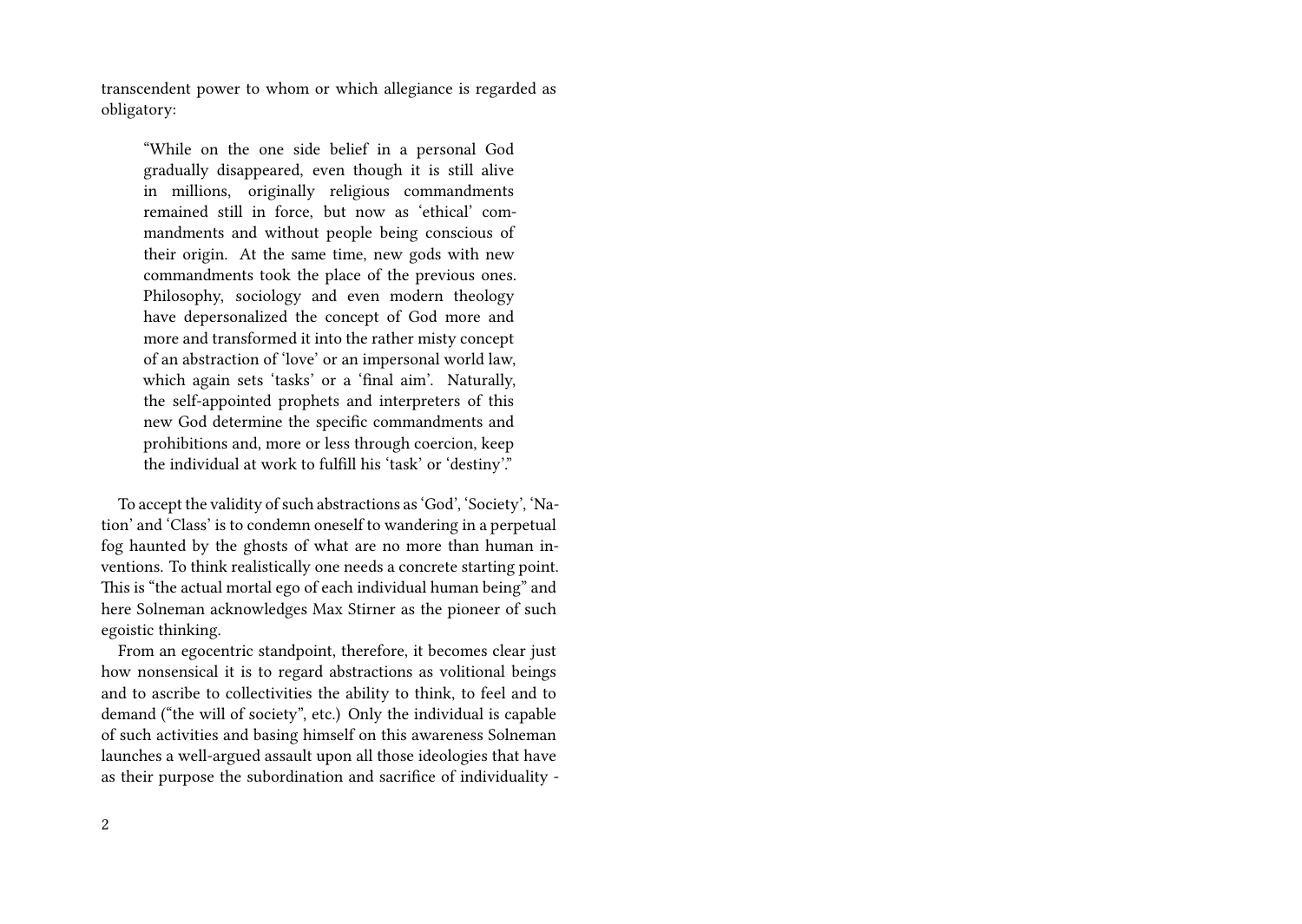transcendent power to whom or which allegiance is regarded as obligatory:

> "While on the one side belief in a personal God gradually disappeared, even though it is still alive in millions, originally religious commandments remained still in force, but now as 'ethical' commandments and without people being conscious of their origin. At the same time, new gods with new commandments took the place of the previous ones. Philosophy, sociology and even modern theology have depersonalized the concept of God more and more and transformed it into the rather misty concept of an abstraction of 'love' or an impersonal world law, which again sets 'tasks' or a 'final aim'. Naturally, the self-appointed prophets and interpreters of this new God determine the specific commandments and prohibitions and, more or less through coercion, keep the individual at work to fulfill his 'task' or 'destiny'."

To accept the validity of such abstractions as 'God', 'Society', 'Nation' and 'Class' is to condemn oneself to wandering in a perpetual fog haunted by the ghosts of what are no more than human inventions. To think realistically one needs a concrete starting point. This is "the actual mortal ego of each individual human being" and here Solneman acknowledges Max Stirner as the pioneer of such egoistic thinking.

From an egocentric standpoint, therefore, it becomes clear just how nonsensical it is to regard abstractions as volitional beings and to ascribe to collectivities the ability to think, to feel and to demand ("the will of society", etc.) Only the individual is capable of such activities and basing himself on this awareness Solneman launches a well-argued assault upon all those ideologies that have as their purpose the subordination and sacrifice of individuality -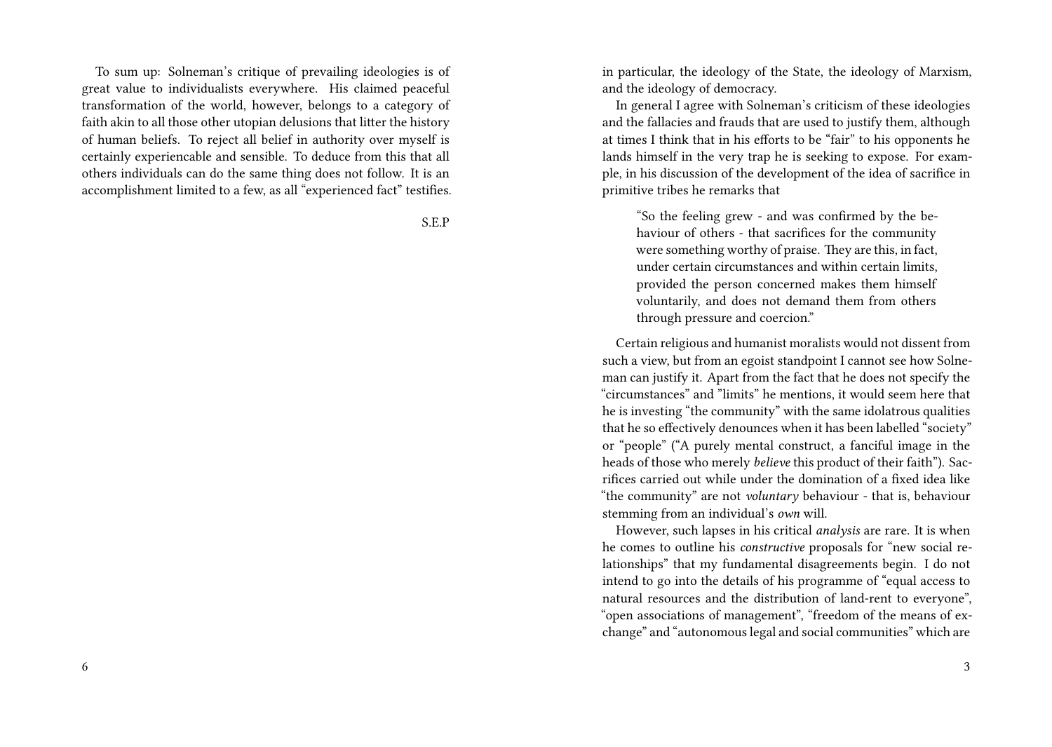To sum up: Solneman's critique of prevailing ideologies is of great value to individualists everywhere. His claimed peaceful transformation of the world, however, belongs to a category of faith akin to all those other utopian delusions that litter the history of human beliefs. To reject all belief in authority over myself is certainly experiencable and sensible. To deduce from this that all others individuals can do the same thing does not follow. It is an accomplishment limited to a few, as all "experienced fact" testifies.

S.E.P

in particular, the ideology of the State, the ideology of Marxism, and the ideology of democracy.

In general I agree with Solneman's criticism of these ideologies and the fallacies and frauds that are used to justify them, although at times I think that in his efforts to be "fair" to his opponents he lands himself in the very trap he is seeking to expose. For example, in his discussion of the development of the idea of sacrifice in primitive tribes he remarks that

> "So the feeling grew - and was confirmed by the behaviour of others - that sacrifices for the community were something worthy of praise. They are this, in fact, under certain circumstances and within certain limits, provided the person concerned makes them himself voluntarily, and does not demand them from others through pressure and coercion."

Certain religious and humanist moralists would not dissent from such a view, but from an egoist standpoint I cannot see how Solneman can justify it. Apart from the fact that he does not specify the "circumstances" and "limits" he mentions, it would seem here that he is investing "the community" with the same idolatrous qualities that he so effectively denounces when it has been labelled "society" or "people" ("A purely mental construct, a fanciful image in the heads of those who merely *believe* this product of their faith"). Sacrifices carried out while under the domination of a fixed idea like "the community" are not *voluntary* behaviour - that is, behaviour stemming from an individual's *own* will.

However, such lapses in his critical *analysis* are rare. It is when he comes to outline his *constructive* proposals for "new social relationships" that my fundamental disagreements begin. I do not intend to go into the details of his programme of "equal access to natural resources and the distribution of land-rent to everyone", "open associations of management", "freedom of the means of exchange" and "autonomous legal and social communities" which are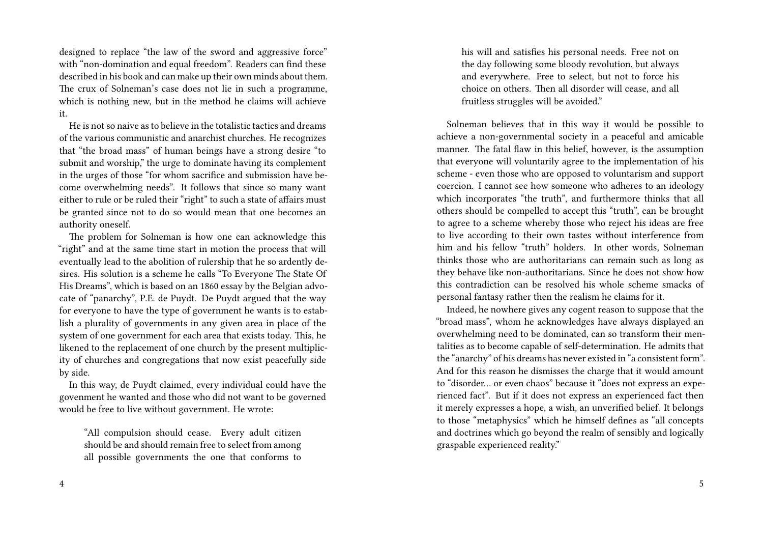designed to replace "the law of the sword and aggressive force" with "non-domination and equal freedom". Readers can find these described in his book and can make up their own minds about them. The crux of Solneman's case does not lie in such a programme, which is nothing new, but in the method he claims will achieve it.

He is not so naive as to believe in the totalistic tactics and dreams of the various communistic and anarchist churches. He recognizes that "the broad mass" of human beings have a strong desire "to submit and worship," the urge to dominate having its complement in the urges of those "for whom sacrifice and submission have become overwhelming needs". It follows that since so many want either to rule or be ruled their "right" to such a state of affairs must be granted since not to do so would mean that one becomes an authority oneself.

The problem for Solneman is how one can acknowledge this "right" and at the same time start in motion the process that will eventually lead to the abolition of rulership that he so ardently desires. His solution is a scheme he calls "To Everyone The State Of His Dreams", which is based on an 1860 essay by the Belgian advocate of "panarchy", P.E. de Puydt. De Puydt argued that the way for everyone to have the type of government he wants is to establish a plurality of governments in any given area in place of the system of one government for each area that exists today. This, he likened to the replacement of one church by the present multiplicity of churches and congregations that now exist peacefully side by side.

In this way, de Puydt claimed, every individual could have the govenment he wanted and those who did not want to be governed would be free to live without government. He wrote:

> "All compulsion should cease. Every adult citizen should be and should remain free to select from among all possible governments the one that conforms to his will and satisfies his personal needs. Free not on the day following some bloody revolution, but always and everywhere. Free to select, but not to force his choice on others. Then all disorder will cease, and all fruitless struggles will be avoided."

Solneman believes that in this way it would be possible to achieve a non-governmental society in a peaceful and amicable manner. The fatal flaw in this belief, however, is the assumption that everyone will voluntarily agree to the implementation of his scheme - even those who are opposed to voluntarism and support coercion. I cannot see how someone who adheres to an ideology which incorporates "the truth", and furthermore thinks that all others should be compelled to accept this "truth", can be brought to agree to a scheme whereby those who reject his ideas are free to live according to their own tastes without interference from him and his fellow "truth" holders. In other words, Solneman thinks those who are authoritarians can remain such as long as they behave like non-authoritarians. Since he does not show how this contradiction can be resolved his whole scheme smacks of personal fantasy rather then the realism he claims for it.

Indeed, he nowhere gives any cogent reason to suppose that the "broad mass", whom he acknowledges have always displayed an overwhelming need to be dominated, can so transform their mentalities as to become capable of self-determination. He admits that the "anarchy" of his dreams has never existed in "a consistent form". And for this reason he dismisses the charge that it would amount to "disorder… or even chaos" because it "does not express an experienced fact". But if it does not express an experienced fact then it merely expresses a hope, a wish, an unverified belief. It belongs to those "metaphysics" which he himself defines as "all concepts and doctrines which go beyond the realm of sensibly and logically graspable experienced reality."